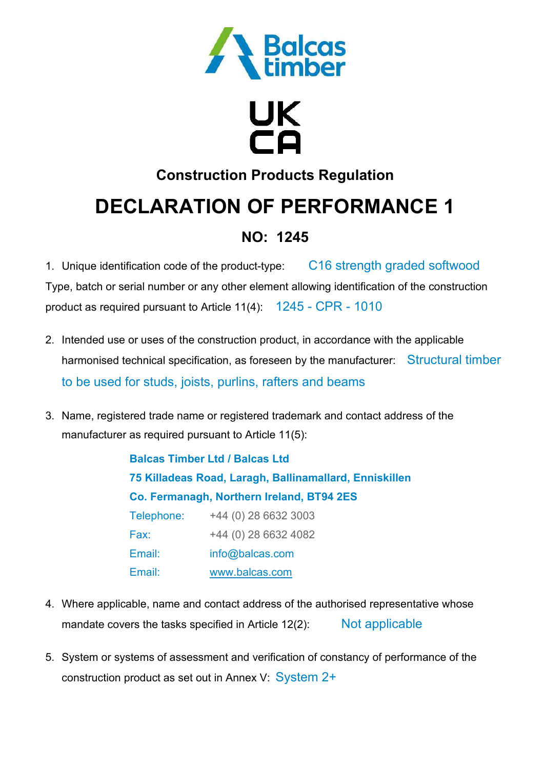Balcas timber

UK CA

## Construction Products Regulation

# DECLARATION OF PERFORMANCE 1

## NO: 1245

1. Unique identification code of the product-type: C16 strength graded softwood

Type, batch or serial number or any other element allowing identification of the construction product as required pursuant to Article 11(4): 1245 - CPR - 1010

2. Intended use or uses of the construction product, in accordance with the applicable harmonised technical specification, as foreseen by the manufacturer: Structural timber to be used for studs, joists, purlins, rafters and beams

3. Name, registered trade name or registered trademark and contact address of the manufacturer as required pursuant to Article 11(5):

   **Balcas Timber Ltd / Balcas Ltd**
   **75 Killadeas Road, Laragh, Ballinamallard, Enniskillen**
   **Co. Fermanagh, Northern Ireland, BT94 2ES**

   | | |
   |---|---|
   | Telephone: | +44 (0) 28 6632 3003 |
   | Fax: | +44 (0) 28 6632 4082 |
   | Email: | info@balcas.com |
   | Email: | www.balcas.com |

4. Where applicable, name and contact address of the authorised representative whose mandate covers the tasks specified in Article 12(2): Not applicable

5. System or systems of assessment and verification of constancy of performance of the construction product as set out in Annex V: System 2+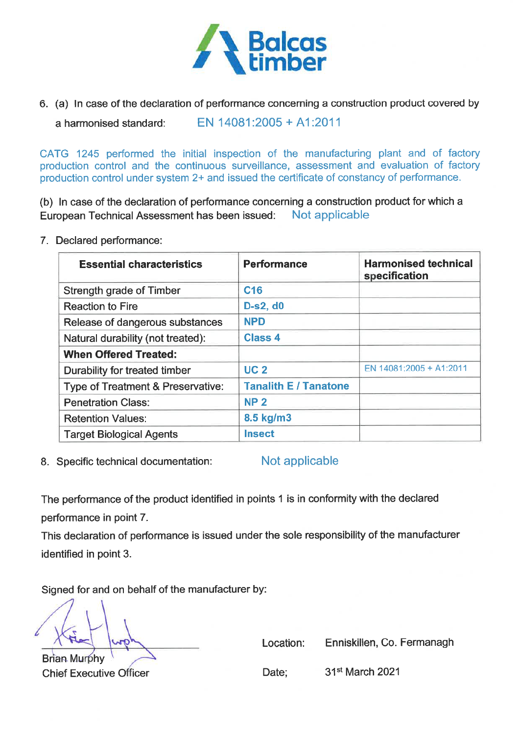Balcas timber

6. (a) In case of the declaration of performance concerning a construction product covered by a harmonised standard: EN 14081:2005 + A1:2011

CATG 1245 performed the initial inspection of the manufacturing plant and of factory production control and the continuous surveillance, assessment and evaluation of factory production control under system 2+ and issued the certificate of constancy of performance.

(b) In case of the declaration of performance concerning a construction product for which a European Technical Assessment has been issued: Not applicable

7. Declared performance:

| Essential characteristics | Performance | Harmonised technical specification |
|---|---|---|
| Strength grade of Timber | **C16** | |
| Reaction to Fire | **D-s2, d0** | |
| Release of dangerous substances | **NPD** | |
| Natural durability (not treated): | **Class 4** | |
| **When Offered Treated:** | | |
| Durability for treated timber | **UC 2** | EN 14081:2005 + A1:2011 |
| Type of Treatment & Preservative: | **Tanalith E / Tanatone** | |
| Penetration Class: | **NP 2** | |
| Retention Values: | **8.5 kg/m3** | |
| Target Biological Agents | **Insect** | |

8. Specific technical documentation: Not applicable

The performance of the product identified in points 1 is in conformity with the declared performance in point 7.
This declaration of performance is issued under the sole responsibility of the manufacturer identified in point 3.

Signed for and on behalf of the manufacturer by:

Brian Murphy
Chief Executive Officer

Location: Enniskillen, Co. Fermanagh

Date; 31st March 2021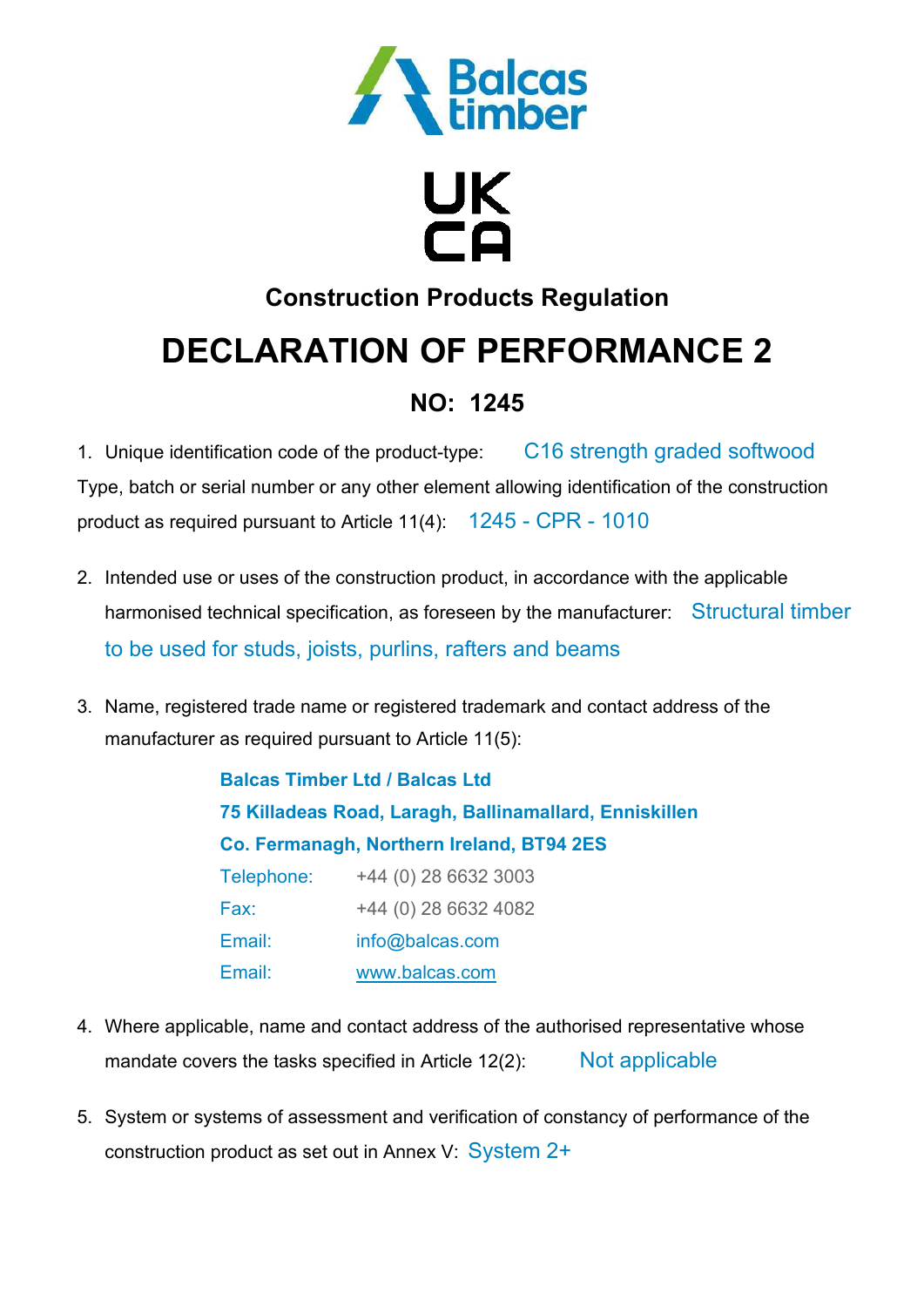Balcas timber

UK
CA

## Construction Products Regulation

# DECLARATION OF PERFORMANCE 2

## NO: 1245

1. Unique identification code of the product-type: C16 strength graded softwood

Type, batch or serial number or any other element allowing identification of the construction product as required pursuant to Article 11(4): 1245 - CPR - 1010

2. Intended use or uses of the construction product, in accordance with the applicable harmonised technical specification, as foreseen by the manufacturer: Structural timber to be used for studs, joists, purlins, rafters and beams

3. Name, registered trade name or registered trademark and contact address of the manufacturer as required pursuant to Article 11(5):

   **Balcas Timber Ltd / Balcas Ltd**
   **75 Killadeas Road, Laragh, Ballinamallard, Enniskillen**
   **Co. Fermanagh, Northern Ireland, BT94 2ES**

   | | |
   |---|---|
   | Telephone: | +44 (0) 28 6632 3003 |
   | Fax: | +44 (0) 28 6632 4082 |
   | Email: | info@balcas.com |
   | Email: | www.balcas.com |

4. Where applicable, name and contact address of the authorised representative whose mandate covers the tasks specified in Article 12(2): Not applicable

5. System or systems of assessment and verification of constancy of performance of the construction product as set out in Annex V: System 2+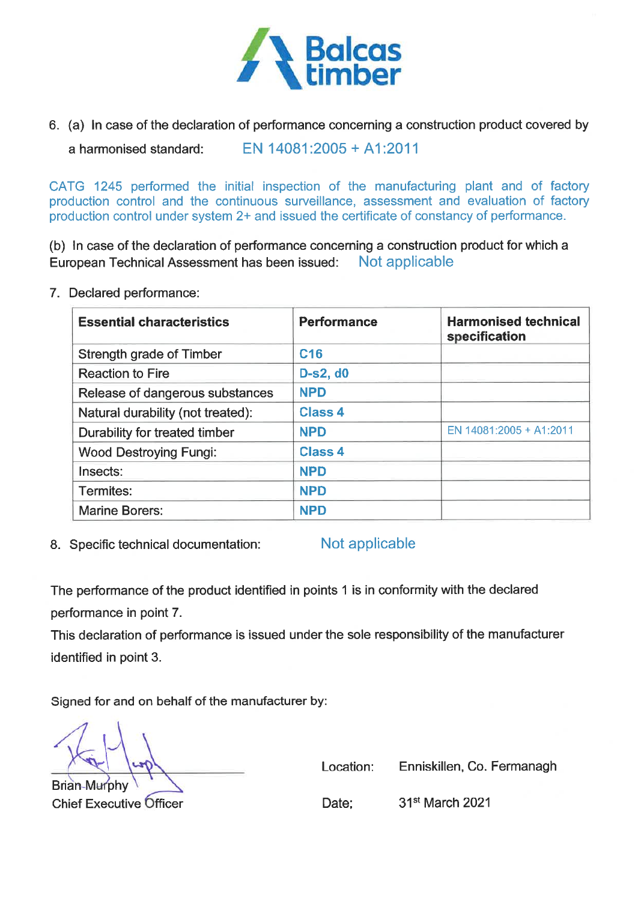6. (a) In case of the declaration of performance concerning a construction product covered by a harmonised standard: EN 14081:2005 + A1:2011

CATG 1245 performed the initial inspection of the manufacturing plant and of factory production control and the continuous surveillance, assessment and evaluation of factory production control under system 2+ and issued the certificate of constancy of performance.

(b) In case of the declaration of performance concerning a construction product for which a European Technical Assessment has been issued: Not applicable

7. Declared performance:

| Essential characteristics | Performance | Harmonised technical specification |
|---|---|---|
| Strength grade of Timber | C16 | |
| Reaction to Fire | D-s2, d0 | |
| Release of dangerous substances | NPD | |
| Natural durability (not treated): | Class 4 | |
| Durability for treated timber | NPD | EN 14081:2005 + A1:2011 |
| Wood Destroying Fungi: | Class 4 | |
| Insects: | NPD | |
| Termites: | NPD | |
| Marine Borers: | NPD | |

8. Specific technical documentation: Not applicable

The performance of the product identified in points 1 is in conformity with the declared performance in point 7.
This declaration of performance is issued under the sole responsibility of the manufacturer identified in point 3.

Signed for and on behalf of the manufacturer by:

Brian Murphy
Chief Executive Officer

Location: Enniskillen, Co. Fermanagh

Date: 31st March 2021